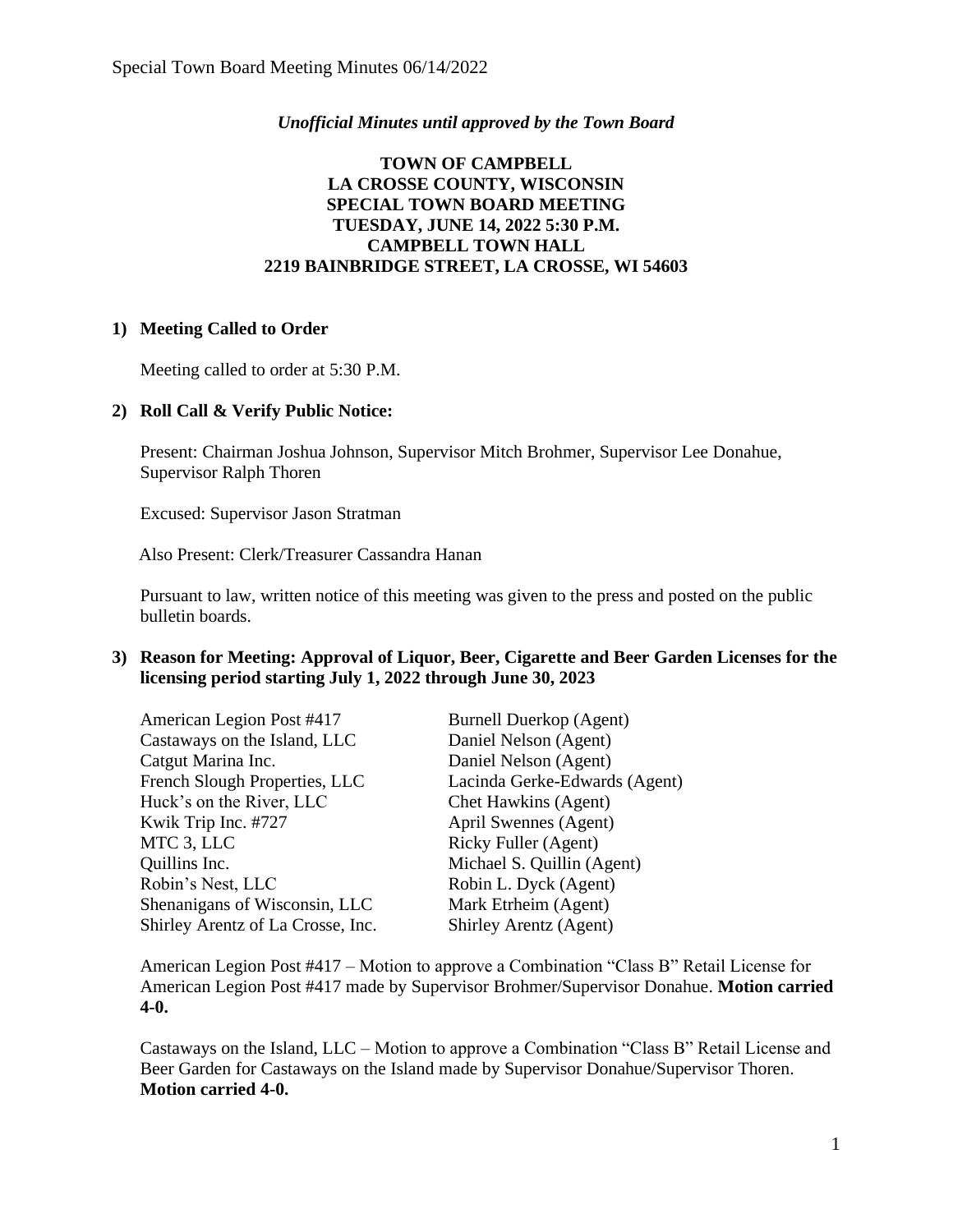*Unofficial Minutes until approved by the Town Board*

**TOWN OF CAMPBELL**
**LA CROSSE COUNTY, WISCONSIN**
**SPECIAL TOWN BOARD MEETING**
**TUESDAY, JUNE 14, 2022 5:30 P.M.**
**CAMPBELL TOWN HALL**
**2219 BAINBRIDGE STREET, LA CROSSE, WI 54603**

## 1) Meeting Called to Order

Meeting called to order at 5:30 P.M.

## 2) Roll Call & Verify Public Notice:

Present: Chairman Joshua Johnson, Supervisor Mitch Brohmer, Supervisor Lee Donahue, Supervisor Ralph Thoren

Excused: Supervisor Jason Stratman

Also Present: Clerk/Treasurer Cassandra Hanan

Pursuant to law, written notice of this meeting was given to the press and posted on the public bulletin boards.

## 3) Reason for Meeting: Approval of Liquor, Beer, Cigarette and Beer Garden Licenses for the licensing period starting July 1, 2022 through June 30, 2023

| | |
|---|---|
| American Legion Post #417 | Burnell Duerkop (Agent) |
| Castaways on the Island, LLC | Daniel Nelson (Agent) |
| Catgut Marina Inc. | Daniel Nelson (Agent) |
| French Slough Properties, LLC | Lacinda Gerke-Edwards (Agent) |
| Huck's on the River, LLC | Chet Hawkins (Agent) |
| Kwik Trip Inc. #727 | April Swennes (Agent) |
| MTC 3, LLC | Ricky Fuller (Agent) |
| Quillins Inc. | Michael S. Quillin (Agent) |
| Robin's Nest, LLC | Robin L. Dyck (Agent) |
| Shenanigans of Wisconsin, LLC | Mark Etrheim (Agent) |
| Shirley Arentz of La Crosse, Inc. | Shirley Arentz (Agent) |

American Legion Post #417 – Motion to approve a Combination "Class B" Retail License for American Legion Post #417 made by Supervisor Brohmer/Supervisor Donahue. **Motion carried 4-0.**

Castaways on the Island, LLC – Motion to approve a Combination "Class B" Retail License and Beer Garden for Castaways on the Island made by Supervisor Donahue/Supervisor Thoren. **Motion carried 4-0.**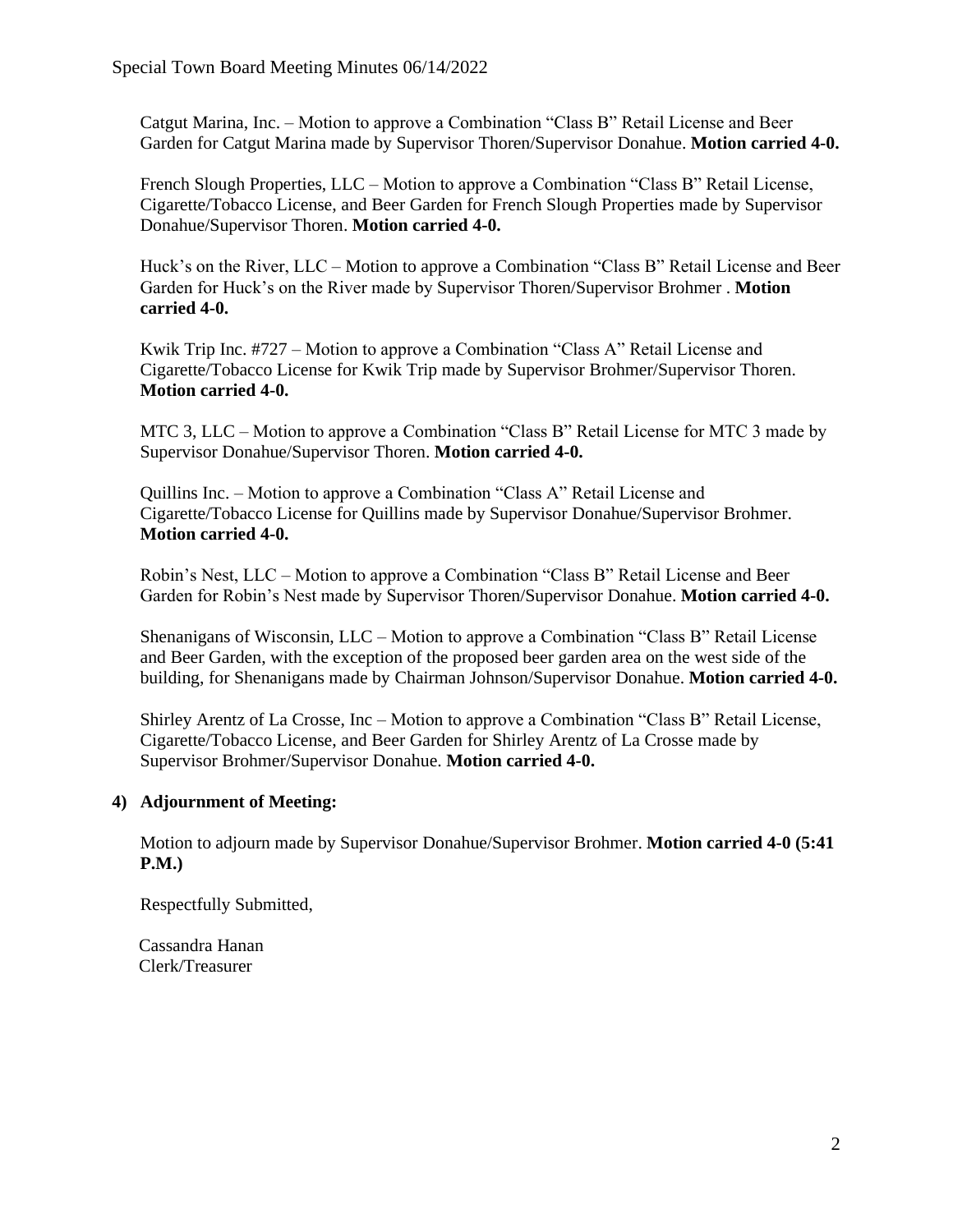Catgut Marina, Inc. – Motion to approve a Combination "Class B" Retail License and Beer Garden for Catgut Marina made by Supervisor Thoren/Supervisor Donahue. **Motion carried 4-0.**

French Slough Properties, LLC – Motion to approve a Combination "Class B" Retail License, Cigarette/Tobacco License, and Beer Garden for French Slough Properties made by Supervisor Donahue/Supervisor Thoren. **Motion carried 4-0.**

Huck's on the River, LLC – Motion to approve a Combination "Class B" Retail License and Beer Garden for Huck's on the River made by Supervisor Thoren/Supervisor Brohmer . **Motion carried 4-0.**

Kwik Trip Inc. #727 – Motion to approve a Combination "Class A" Retail License and Cigarette/Tobacco License for Kwik Trip made by Supervisor Brohmer/Supervisor Thoren. **Motion carried 4-0.**

MTC 3, LLC – Motion to approve a Combination "Class B" Retail License for MTC 3 made by Supervisor Donahue/Supervisor Thoren. **Motion carried 4-0.**

Quillins Inc. – Motion to approve a Combination "Class A" Retail License and Cigarette/Tobacco License for Quillins made by Supervisor Donahue/Supervisor Brohmer. **Motion carried 4-0.**

Robin's Nest, LLC – Motion to approve a Combination "Class B" Retail License and Beer Garden for Robin's Nest made by Supervisor Thoren/Supervisor Donahue. **Motion carried 4-0.**

Shenanigans of Wisconsin, LLC – Motion to approve a Combination "Class B" Retail License and Beer Garden, with the exception of the proposed beer garden area on the west side of the building, for Shenanigans made by Chairman Johnson/Supervisor Donahue. **Motion carried 4-0.**

Shirley Arentz of La Crosse, Inc – Motion to approve a Combination "Class B" Retail License, Cigarette/Tobacco License, and Beer Garden for Shirley Arentz of La Crosse made by Supervisor Brohmer/Supervisor Donahue. **Motion carried 4-0.**

**4) Adjournment of Meeting:**

Motion to adjourn made by Supervisor Donahue/Supervisor Brohmer. **Motion carried 4-0 (5:41 P.M.)**

Respectfully Submitted,

Cassandra Hanan
Clerk/Treasurer